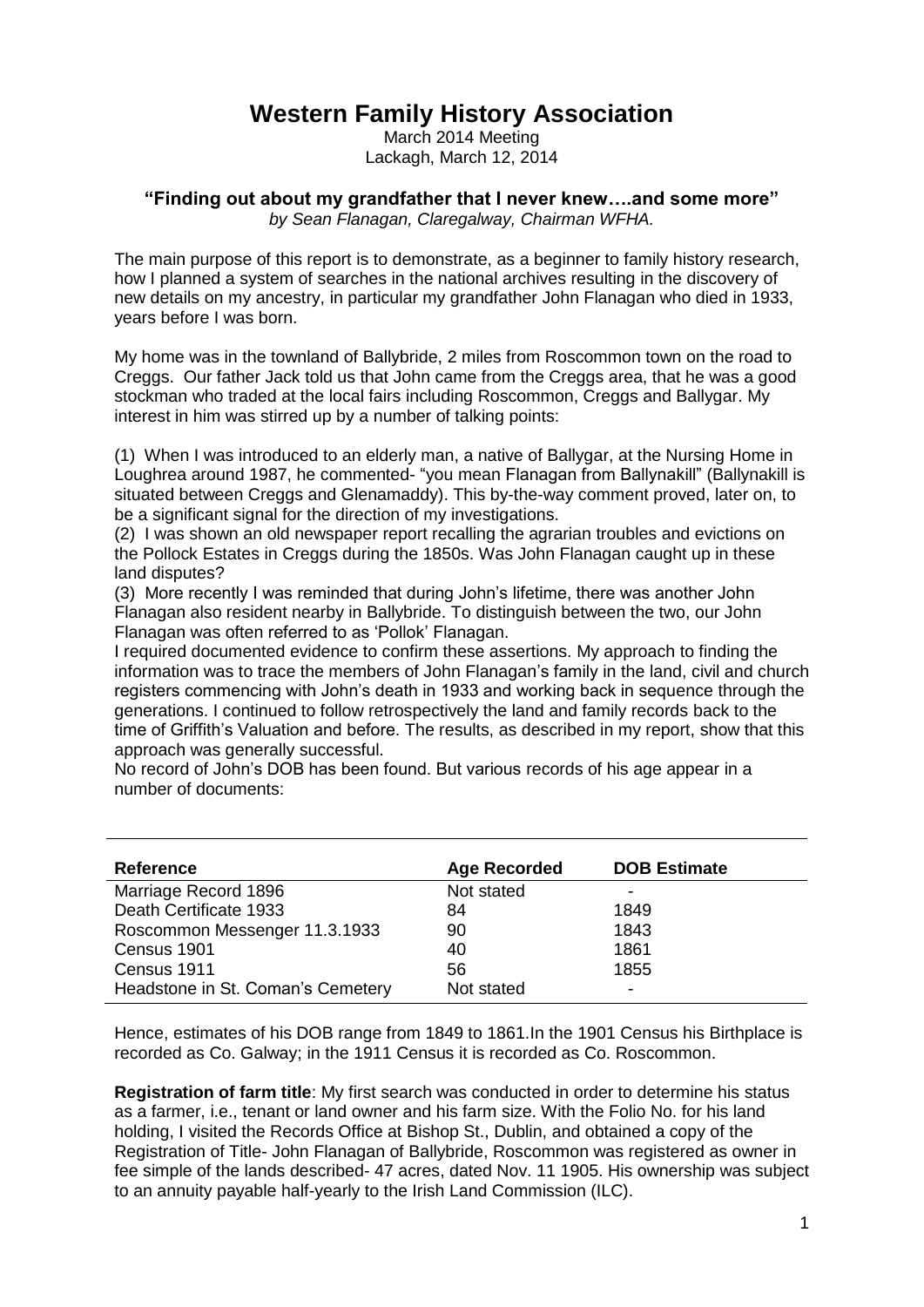# Western Family History Association

March 2014 Meeting
Lackagh, March 12, 2014

### "Finding out about my grandfather that I never knew….and some more"

*by Sean Flanagan, Claregalway, Chairman WFHA.*

The main purpose of this report is to demonstrate, as a beginner to family history research, how I planned a system of searches in the national archives resulting in the discovery of new details on my ancestry, in particular my grandfather John Flanagan who died in 1933, years before I was born.

My home was in the townland of Ballybride, 2 miles from Roscommon town on the road to Creggs. Our father Jack told us that John came from the Creggs area, that he was a good stockman who traded at the local fairs including Roscommon, Creggs and Ballygar. My interest in him was stirred up by a number of talking points:

(1) When I was introduced to an elderly man, a native of Ballygar, at the Nursing Home in Loughrea around 1987, he commented- "you mean Flanagan from Ballynakill" (Ballynakill is situated between Creggs and Glenamaddy). This by-the-way comment proved, later on, to be a significant signal for the direction of my investigations.
(2) I was shown an old newspaper report recalling the agrarian troubles and evictions on the Pollock Estates in Creggs during the 1850s. Was John Flanagan caught up in these land disputes?
(3) More recently I was reminded that during John's lifetime, there was another John Flanagan also resident nearby in Ballybride. To distinguish between the two, our John Flanagan was often referred to as 'Pollok' Flanagan.

I required documented evidence to confirm these assertions. My approach to finding the information was to trace the members of John Flanagan's family in the land, civil and church registers commencing with John's death in 1933 and working back in sequence through the generations. I continued to follow retrospectively the land and family records back to the time of Griffith's Valuation and before. The results, as described in my report, show that this approach was generally successful.

No record of John's DOB has been found. But various records of his age appear in a number of documents:

| Reference | Age Recorded | DOB Estimate |
|---|---|---|
| Marriage Record 1896 | Not stated | - |
| Death Certificate 1933 | 84 | 1849 |
| Roscommon Messenger 11.3.1933 | 90 | 1843 |
| Census 1901 | 40 | 1861 |
| Census 1911 | 56 | 1855 |
| Headstone in St. Coman's Cemetery | Not stated | - |

Hence, estimates of his DOB range from 1849 to 1861.In the 1901 Census his Birthplace is recorded as Co. Galway; in the 1911 Census it is recorded as Co. Roscommon.

**Registration of farm title**: My first search was conducted in order to determine his status as a farmer, i.e., tenant or land owner and his farm size. With the Folio No. for his land holding, I visited the Records Office at Bishop St., Dublin, and obtained a copy of the Registration of Title- John Flanagan of Ballybride, Roscommon was registered as owner in fee simple of the lands described- 47 acres, dated Nov. 11 1905. His ownership was subject to an annuity payable half-yearly to the Irish Land Commission (ILC).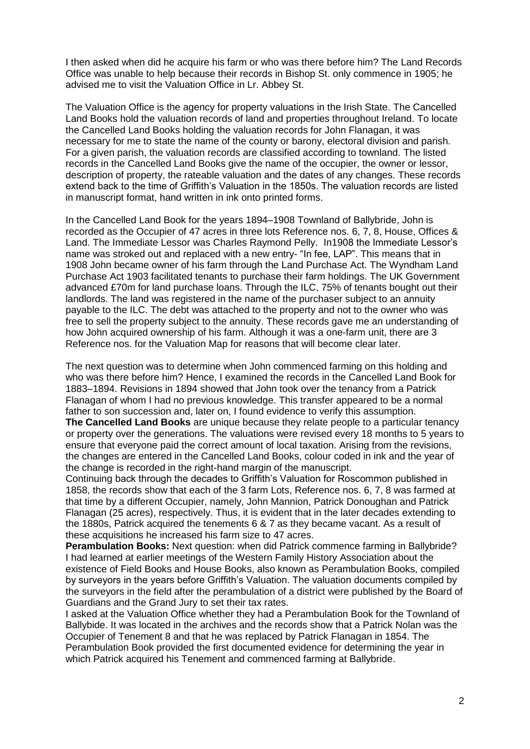I then asked when did he acquire his farm or who was there before him? The Land Records Office was unable to help because their records in Bishop St. only commence in 1905; he advised me to visit the Valuation Office in Lr. Abbey St.

The Valuation Office is the agency for property valuations in the Irish State. The Cancelled Land Books hold the valuation records of land and properties throughout Ireland. To locate the Cancelled Land Books holding the valuation records for John Flanagan, it was necessary for me to state the name of the county or barony, electoral division and parish. For a given parish, the valuation records are classified according to townland. The listed records in the Cancelled Land Books give the name of the occupier, the owner or lessor, description of property, the rateable valuation and the dates of any changes. These records extend back to the time of Griffith's Valuation in the 1850s. The valuation records are listed in manuscript format, hand written in ink onto printed forms.

In the Cancelled Land Book for the years 1894–1908 Townland of Ballybride, John is recorded as the Occupier of 47 acres in three lots Reference nos. 6, 7, 8, House, Offices & Land. The Immediate Lessor was Charles Raymond Pelly. In1908 the Immediate Lessor's name was stroked out and replaced with a new entry- "In fee, LAP". This means that in 1908 John became owner of his farm through the Land Purchase Act. The Wyndham Land Purchase Act 1903 facilitated tenants to purchase their farm holdings. The UK Government advanced £70m for land purchase loans. Through the ILC, 75% of tenants bought out their landlords. The land was registered in the name of the purchaser subject to an annuity payable to the ILC. The debt was attached to the property and not to the owner who was free to sell the property subject to the annuity. These records gave me an understanding of how John acquired ownership of his farm. Although it was a one-farm unit, there are 3 Reference nos. for the Valuation Map for reasons that will become clear later.

The next question was to determine when John commenced farming on this holding and who was there before him? Hence, I examined the records in the Cancelled Land Book for 1883–1894. Revisions in 1894 showed that John took over the tenancy from a Patrick Flanagan of whom I had no previous knowledge. This transfer appeared to be a normal father to son succession and, later on, I found evidence to verify this assumption.

**The Cancelled Land Books** are unique because they relate people to a particular tenancy or property over the generations. The valuations were revised every 18 months to 5 years to ensure that everyone paid the correct amount of local taxation. Arising from the revisions, the changes are entered in the Cancelled Land Books, colour coded in ink and the year of the change is recorded in the right-hand margin of the manuscript.

Continuing back through the decades to Griffith's Valuation for Roscommon published in 1858, the records show that each of the 3 farm Lots, Reference nos. 6, 7, 8 was farmed at that time by a different Occupier, namely, John Mannion, Patrick Donoughan and Patrick Flanagan (25 acres), respectively. Thus, it is evident that in the later decades extending to the 1880s, Patrick acquired the tenements 6 & 7 as they became vacant. As a result of these acquisitions he increased his farm size to 47 acres.

**Perambulation Books:** Next question: when did Patrick commence farming in Ballybride? I had learned at earlier meetings of the Western Family History Association about the existence of Field Books and House Books, also known as Perambulation Books, compiled by surveyors in the years before Griffith's Valuation. The valuation documents compiled by the surveyors in the field after the perambulation of a district were published by the Board of Guardians and the Grand Jury to set their tax rates.

I asked at the Valuation Office whether they had a Perambulation Book for the Townland of Ballybide. It was located in the archives and the records show that a Patrick Nolan was the Occupier of Tenement 8 and that he was replaced by Patrick Flanagan in 1854. The Perambulation Book provided the first documented evidence for determining the year in which Patrick acquired his Tenement and commenced farming at Ballybride.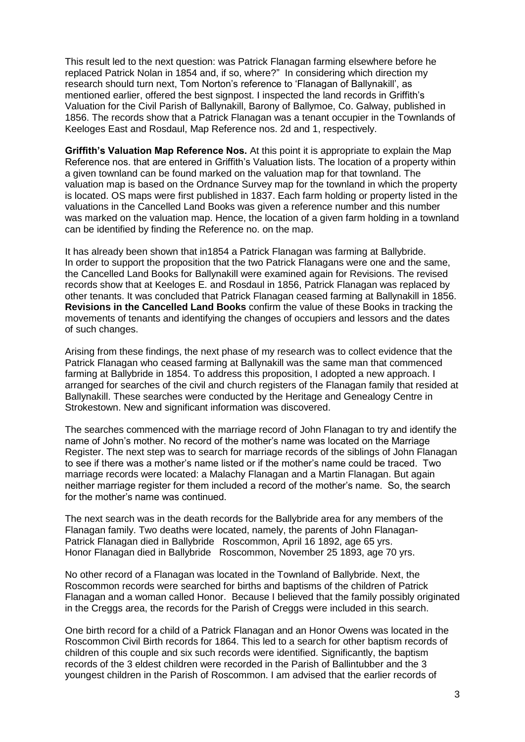This result led to the next question: was Patrick Flanagan farming elsewhere before he replaced Patrick Nolan in 1854 and, if so, where?" In considering which direction my research should turn next, Tom Norton's reference to 'Flanagan of Ballynakill', as mentioned earlier, offered the best signpost. I inspected the land records in Griffith's Valuation for the Civil Parish of Ballynakill, Barony of Ballymoe, Co. Galway, published in 1856. The records show that a Patrick Flanagan was a tenant occupier in the Townlands of Keeloges East and Rosdaul, Map Reference nos. 2d and 1, respectively.

**Griffith's Valuation Map Reference Nos.** At this point it is appropriate to explain the Map Reference nos. that are entered in Griffith's Valuation lists. The location of a property within a given townland can be found marked on the valuation map for that townland. The valuation map is based on the Ordnance Survey map for the townland in which the property is located. OS maps were first published in 1837. Each farm holding or property listed in the valuations in the Cancelled Land Books was given a reference number and this number was marked on the valuation map. Hence, the location of a given farm holding in a townland can be identified by finding the Reference no. on the map.

It has already been shown that in1854 a Patrick Flanagan was farming at Ballybride. In order to support the proposition that the two Patrick Flanagans were one and the same, the Cancelled Land Books for Ballynakill were examined again for Revisions. The revised records show that at Keeloges E. and Rosdaul in 1856, Patrick Flanagan was replaced by other tenants. It was concluded that Patrick Flanagan ceased farming at Ballynakill in 1856. **Revisions in the Cancelled Land Books** confirm the value of these Books in tracking the movements of tenants and identifying the changes of occupiers and lessors and the dates of such changes.

Arising from these findings, the next phase of my research was to collect evidence that the Patrick Flanagan who ceased farming at Ballynakill was the same man that commenced farming at Ballybride in 1854. To address this proposition, I adopted a new approach. I arranged for searches of the civil and church registers of the Flanagan family that resided at Ballynakill. These searches were conducted by the Heritage and Genealogy Centre in Strokestown. New and significant information was discovered.

The searches commenced with the marriage record of John Flanagan to try and identify the name of John's mother. No record of the mother's name was located on the Marriage Register. The next step was to search for marriage records of the siblings of John Flanagan to see if there was a mother's name listed or if the mother's name could be traced. Two marriage records were located: a Malachy Flanagan and a Martin Flanagan. But again neither marriage register for them included a record of the mother's name. So, the search for the mother's name was continued.

The next search was in the death records for the Ballybride area for any members of the Flanagan family. Two deaths were located, namely, the parents of John Flanagan-
Patrick Flanagan died in Ballybride Roscommon, April 16 1892, age 65 yrs.
Honor Flanagan died in Ballybride Roscommon, November 25 1893, age 70 yrs.

No other record of a Flanagan was located in the Townland of Ballybride. Next, the Roscommon records were searched for births and baptisms of the children of Patrick Flanagan and a woman called Honor. Because I believed that the family possibly originated in the Creggs area, the records for the Parish of Creggs were included in this search.

One birth record for a child of a Patrick Flanagan and an Honor Owens was located in the Roscommon Civil Birth records for 1864. This led to a search for other baptism records of children of this couple and six such records were identified. Significantly, the baptism records of the 3 eldest children were recorded in the Parish of Ballintubber and the 3 youngest children in the Parish of Roscommon. I am advised that the earlier records of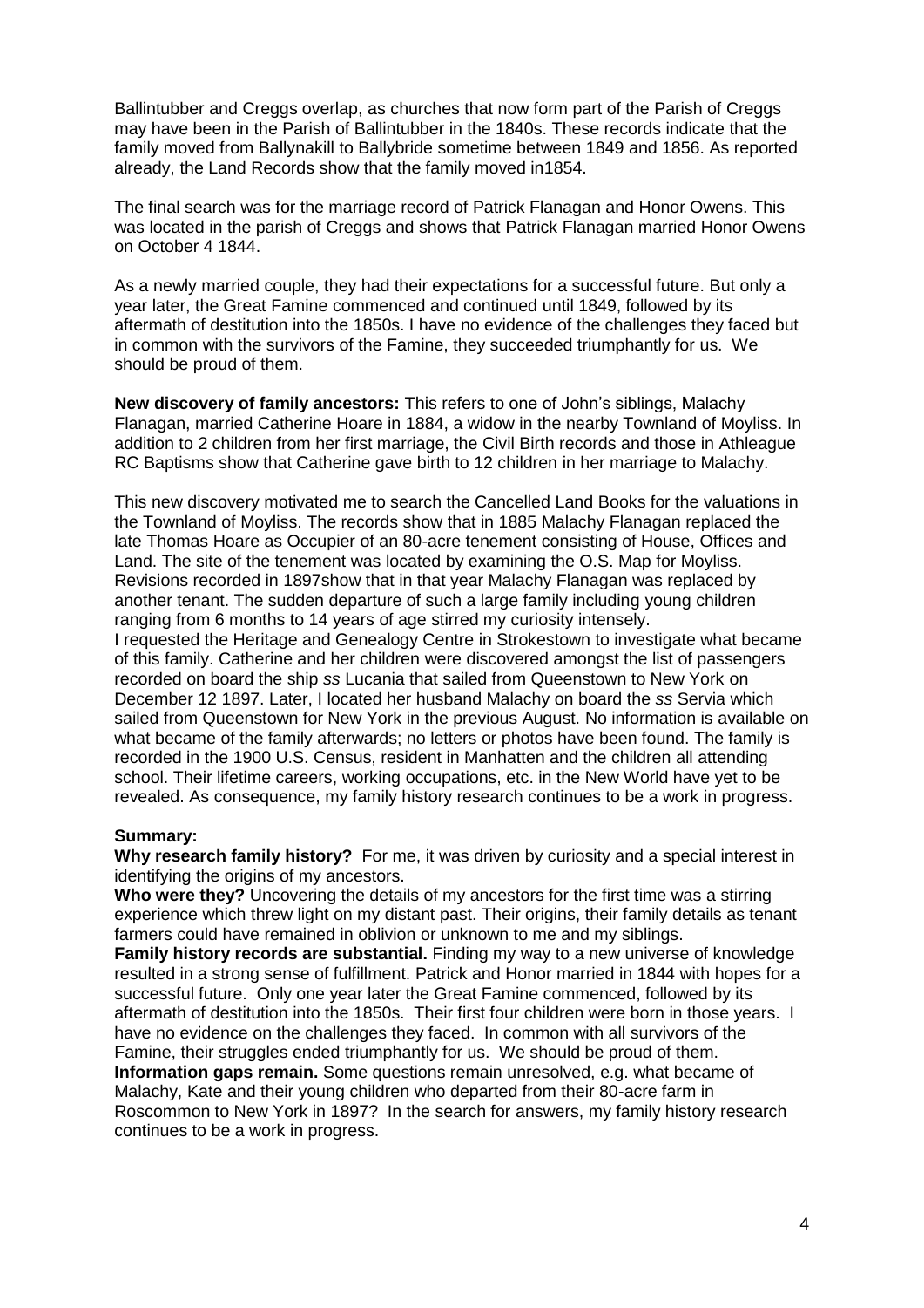Ballintubber and Creggs overlap, as churches that now form part of the Parish of Creggs may have been in the Parish of Ballintubber in the 1840s. These records indicate that the family moved from Ballynakill to Ballybride sometime between 1849 and 1856. As reported already, the Land Records show that the family moved in1854.

The final search was for the marriage record of Patrick Flanagan and Honor Owens. This was located in the parish of Creggs and shows that Patrick Flanagan married Honor Owens on October 4 1844.

As a newly married couple, they had their expectations for a successful future. But only a year later, the Great Famine commenced and continued until 1849, followed by its aftermath of destitution into the 1850s. I have no evidence of the challenges they faced but in common with the survivors of the Famine, they succeeded triumphantly for us. We should be proud of them.

**New discovery of family ancestors:** This refers to one of John's siblings, Malachy Flanagan, married Catherine Hoare in 1884, a widow in the nearby Townland of Moyliss. In addition to 2 children from her first marriage, the Civil Birth records and those in Athleague RC Baptisms show that Catherine gave birth to 12 children in her marriage to Malachy.

This new discovery motivated me to search the Cancelled Land Books for the valuations in the Townland of Moyliss. The records show that in 1885 Malachy Flanagan replaced the late Thomas Hoare as Occupier of an 80-acre tenement consisting of House, Offices and Land. The site of the tenement was located by examining the O.S. Map for Moyliss. Revisions recorded in 1897show that in that year Malachy Flanagan was replaced by another tenant. The sudden departure of such a large family including young children ranging from 6 months to 14 years of age stirred my curiosity intensely.
I requested the Heritage and Genealogy Centre in Strokestown to investigate what became of this family. Catherine and her children were discovered amongst the list of passengers recorded on board the ship *ss* Lucania that sailed from Queenstown to New York on December 12 1897. Later, I located her husband Malachy on board the *ss* Servia which sailed from Queenstown for New York in the previous August. No information is available on what became of the family afterwards; no letters or photos have been found. The family is recorded in the 1900 U.S. Census, resident in Manhatten and the children all attending school. Their lifetime careers, working occupations, etc. in the New World have yet to be revealed. As consequence, my family history research continues to be a work in progress.

**Summary:**

**Why research family history?** For me, it was driven by curiosity and a special interest in identifying the origins of my ancestors.

**Who were they?** Uncovering the details of my ancestors for the first time was a stirring experience which threw light on my distant past. Their origins, their family details as tenant farmers could have remained in oblivion or unknown to me and my siblings.

**Family history records are substantial.** Finding my way to a new universe of knowledge resulted in a strong sense of fulfillment. Patrick and Honor married in 1844 with hopes for a successful future. Only one year later the Great Famine commenced, followed by its aftermath of destitution into the 1850s. Their first four children were born in those years. I have no evidence on the challenges they faced. In common with all survivors of the Famine, their struggles ended triumphantly for us. We should be proud of them.

**Information gaps remain.** Some questions remain unresolved, e.g. what became of Malachy, Kate and their young children who departed from their 80-acre farm in Roscommon to New York in 1897? In the search for answers, my family history research continues to be a work in progress.